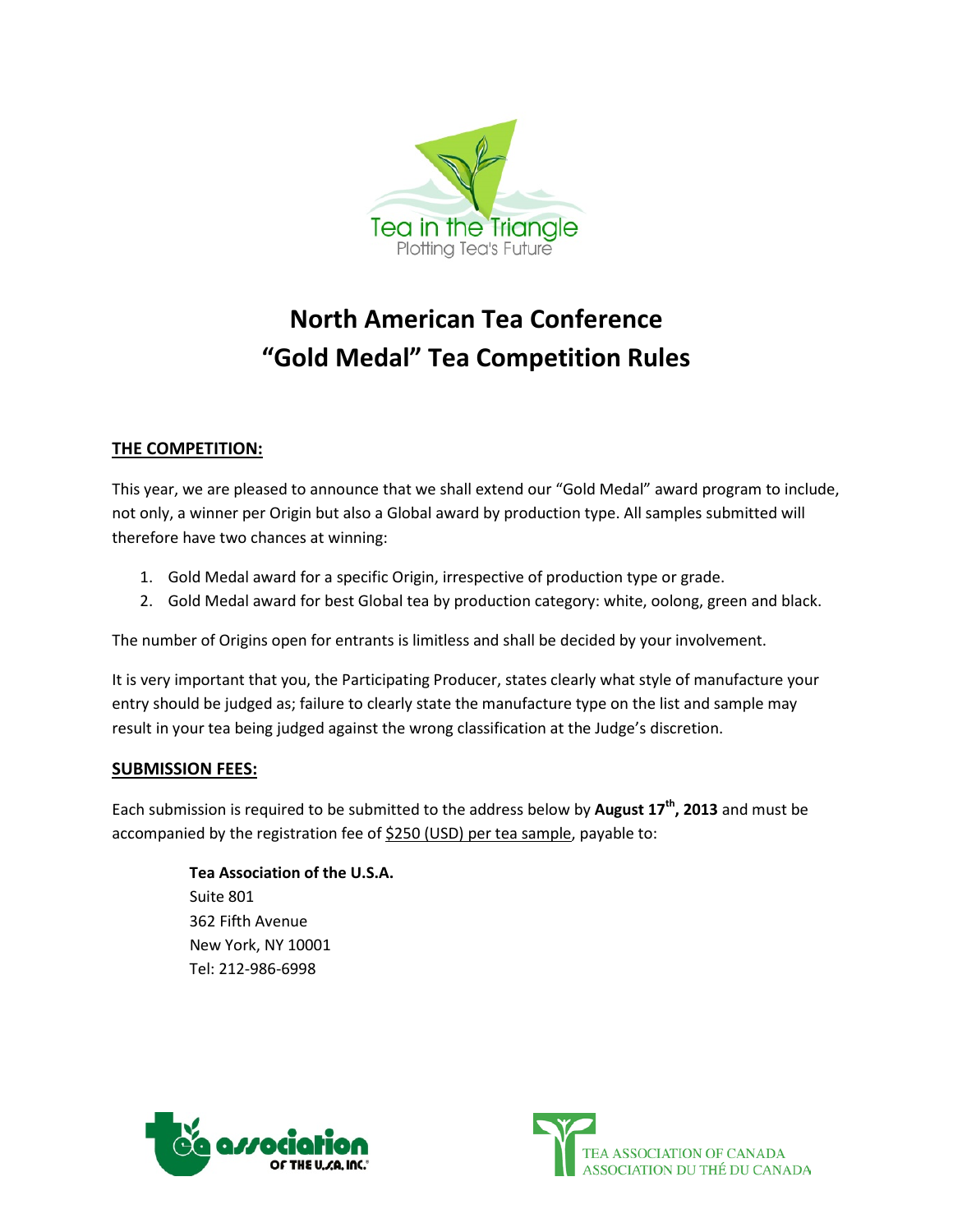Tea in the Triangle
Plotting Tea's Future

# North American Tea Conference
# "Gold Medal" Tea Competition Rules

## THE COMPETITION:

This year, we are pleased to announce that we shall extend our "Gold Medal" award program to include, not only, a winner per Origin but also a Global award by production type. All samples submitted will therefore have two chances at winning:

1. Gold Medal award for a specific Origin, irrespective of production type or grade.
2. Gold Medal award for best Global tea by production category: white, oolong, green and black.

The number of Origins open for entrants is limitless and shall be decided by your involvement.

It is very important that you, the Participating Producer, states clearly what style of manufacture your entry should be judged as; failure to clearly state the manufacture type on the list and sample may result in your tea being judged against the wrong classification at the Judge's discretion.

## SUBMISSION FEES:

Each submission is required to be submitted to the address below by **August 17th, 2013** and must be accompanied by the registration fee of $250 (USD) per tea sample, payable to:

**Tea Association of the U.S.A.**
Suite 801
362 Fifth Avenue
New York, NY 10001
Tel: 212-986-6998

tea association of the U.S.A. Inc.

TEA ASSOCIATION OF CANADA
ASSOCIATION DU THÉ DU CANADA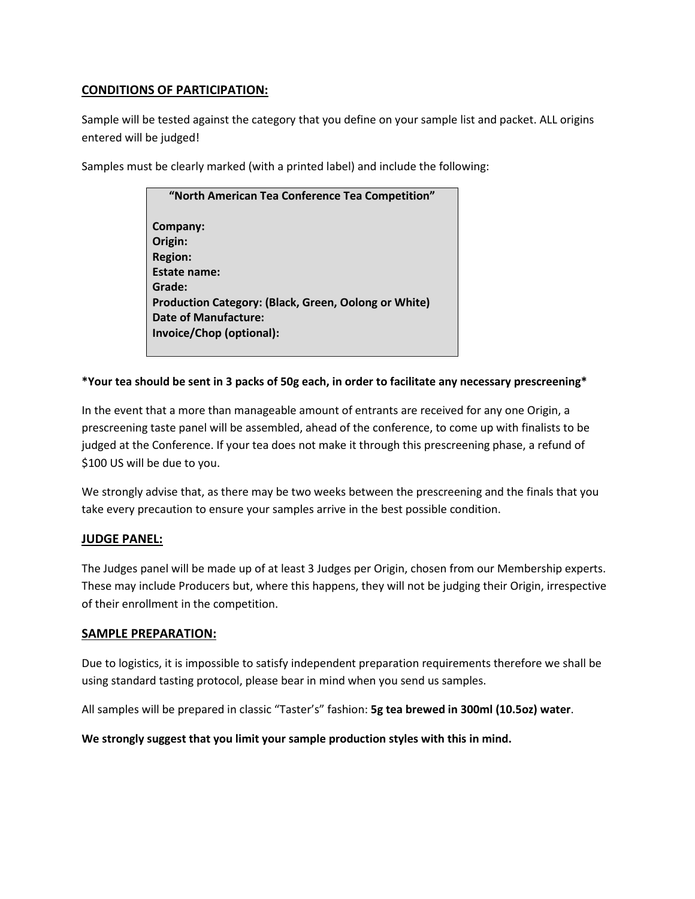## CONDITIONS OF PARTICIPATION:

Sample will be tested against the category that you define on your sample list and packet. ALL origins entered will be judged!

Samples must be clearly marked (with a printed label) and include the following:

> **"North American Tea Conference Tea Competition"**
>
> **Company:**
> **Origin:**
> **Region:**
> **Estate name:**
> **Grade:**
> **Production Category: (Black, Green, Oolong or White)**
> **Date of Manufacture:**
> **Invoice/Chop (optional):**

**\*Your tea should be sent in 3 packs of 50g each, in order to facilitate any necessary prescreening\***

In the event that a more than manageable amount of entrants are received for any one Origin, a prescreening taste panel will be assembled, ahead of the conference, to come up with finalists to be judged at the Conference. If your tea does not make it through this prescreening phase, a refund of $100 US will be due to you.

We strongly advise that, as there may be two weeks between the prescreening and the finals that you take every precaution to ensure your samples arrive in the best possible condition.

## JUDGE PANEL:

The Judges panel will be made up of at least 3 Judges per Origin, chosen from our Membership experts. These may include Producers but, where this happens, they will not be judging their Origin, irrespective of their enrollment in the competition.

## SAMPLE PREPARATION:

Due to logistics, it is impossible to satisfy independent preparation requirements therefore we shall be using standard tasting protocol, please bear in mind when you send us samples.

All samples will be prepared in classic "Taster's" fashion: **5g tea brewed in 300ml (10.5oz) water**.

**We strongly suggest that you limit your sample production styles with this in mind.**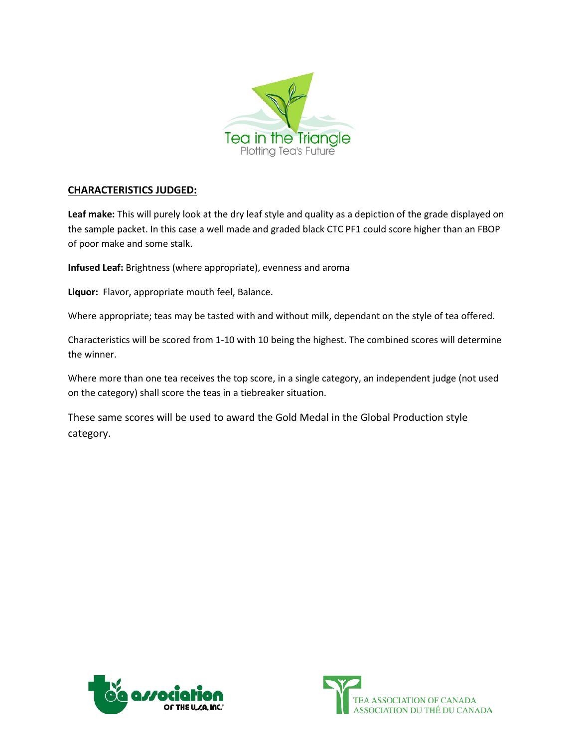## CHARACTERISTICS JUDGED:

**Leaf make:** This will purely look at the dry leaf style and quality as a depiction of the grade displayed on the sample packet. In this case a well made and graded black CTC PF1 could score higher than an FBOP of poor make and some stalk.

**Infused Leaf:** Brightness (where appropriate), evenness and aroma

**Liquor:** Flavor, appropriate mouth feel, Balance.

Where appropriate; teas may be tasted with and without milk, dependant on the style of tea offered.

Characteristics will be scored from 1-10 with 10 being the highest. The combined scores will determine the winner.

Where more than one tea receives the top score, in a single category, an independent judge (not used on the category) shall score the teas in a tiebreaker situation.

These same scores will be used to award the Gold Medal in the Global Production style category.